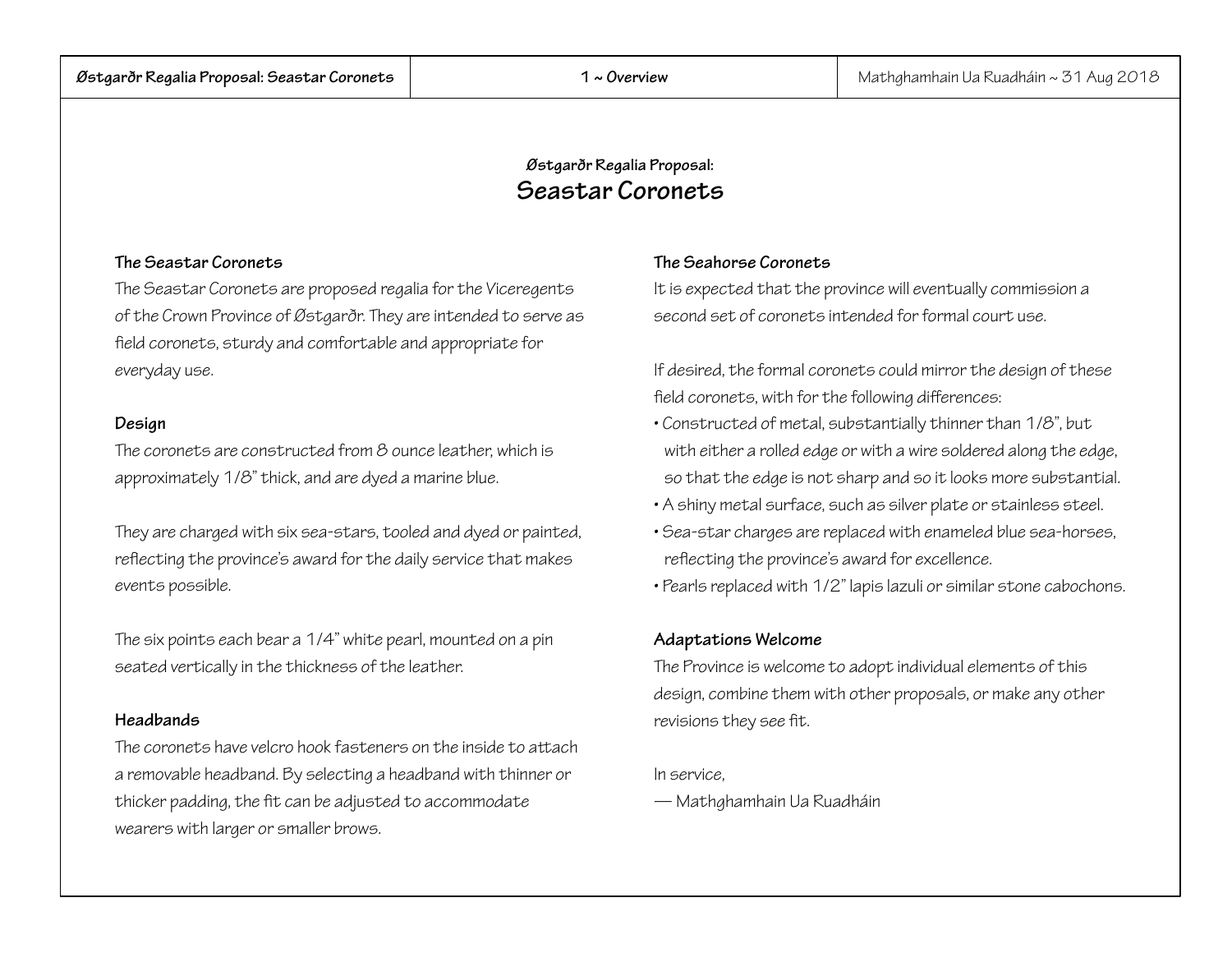Østgarðr Regalia Proposal:

# Seastar Coronets

### The Seastar Coronets

The Seastar Coronets are proposed regalia for the Viceregents of the Crown Province of Østgarðr. They are intended to serve as field coronets, sturdy and comfortable and appropriate for everyday use.

### Design

The coronets are constructed from 8 ounce leather, which is approximately 1/8" thick, and are dyed a marine blue.

They are charged with six sea-stars, tooled and dyed or painted, reflecting the province's award for the daily service that makes events possible.

The six points each bear a 1/4" white pearl, mounted on a pin seated vertically in the thickness of the leather.

### Headbands

The coronets have velcro hook fasteners on the inside to attach a removable headband. By selecting a headband with thinner or thicker padding, the fit can be adjusted to accommodate wearers with larger or smaller brows.

### The Seahorse Coronets

It is expected that the province will eventually commission a second set of coronets intended for formal court use.

If desired, the formal coronets could mirror the design of these field coronets, with for the following differences:

- Constructed of metal, substantially thinner than 1/8", but with either a rolled edge or with a wire soldered along the edge, so that the edge is not sharp and so it looks more substantial.
- A shiny metal surface, such as silver plate or stainless steel.
- Sea-star charges are replaced with enameled blue sea-horses, reflecting the province's award for excellence.
- Pearls replaced with 1/2" lapis lazuli or similar stone cabochons.

### Adaptations Welcome

The Province is welcome to adopt individual elements of this design, combine them with other proposals, or make any other revisions they see fit.

In service,
— Mathghamhain Ua Ruadháin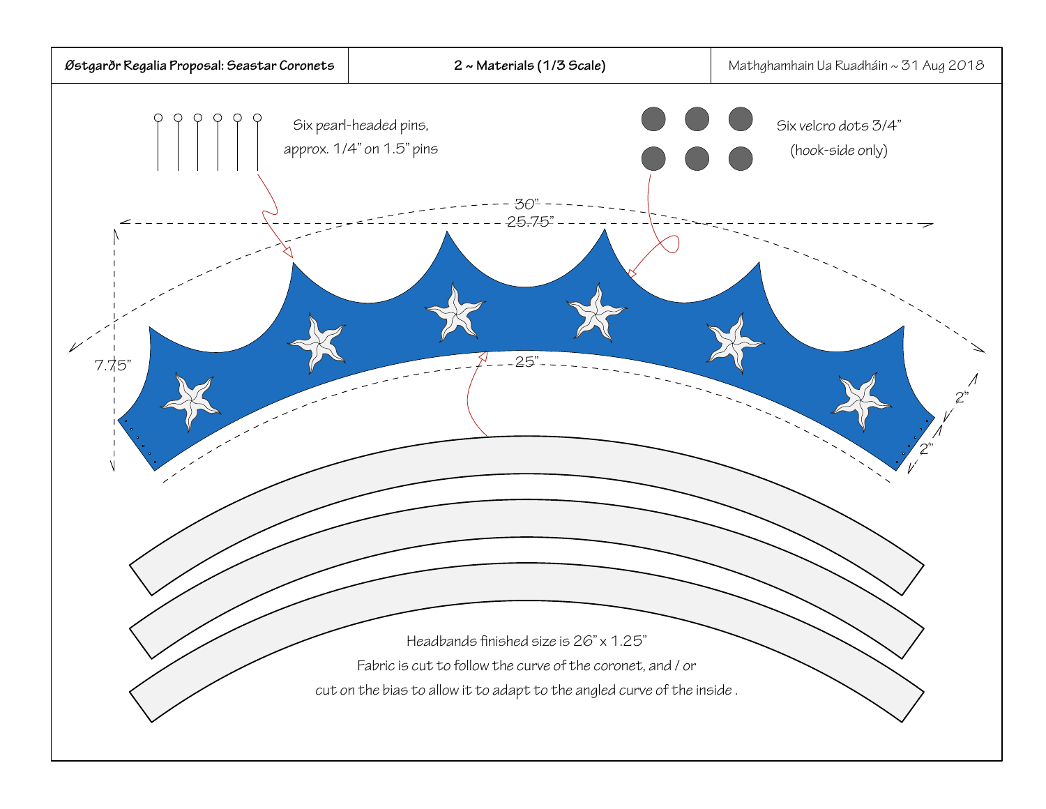| Østgarðr Regalia Proposal: Seastar Coronets | 2 ~ Materials (1/3 Scale) | Mathghamhain Ua Ruadháin ~ 31 Aug 2018 |
| --- | --- | --- |

Six pearl-headed pins, approx. 1/4" on 1.5" pins

Six velcro dots 3/4" (hook-side only)

30"

25.75"

7.75"

25"

2"

2"

Headbands finished size is 26" x 1.25"

Fabric is cut to follow the curve of the coronet, and / or cut on the bias to allow it to adapt to the angled curve of the inside .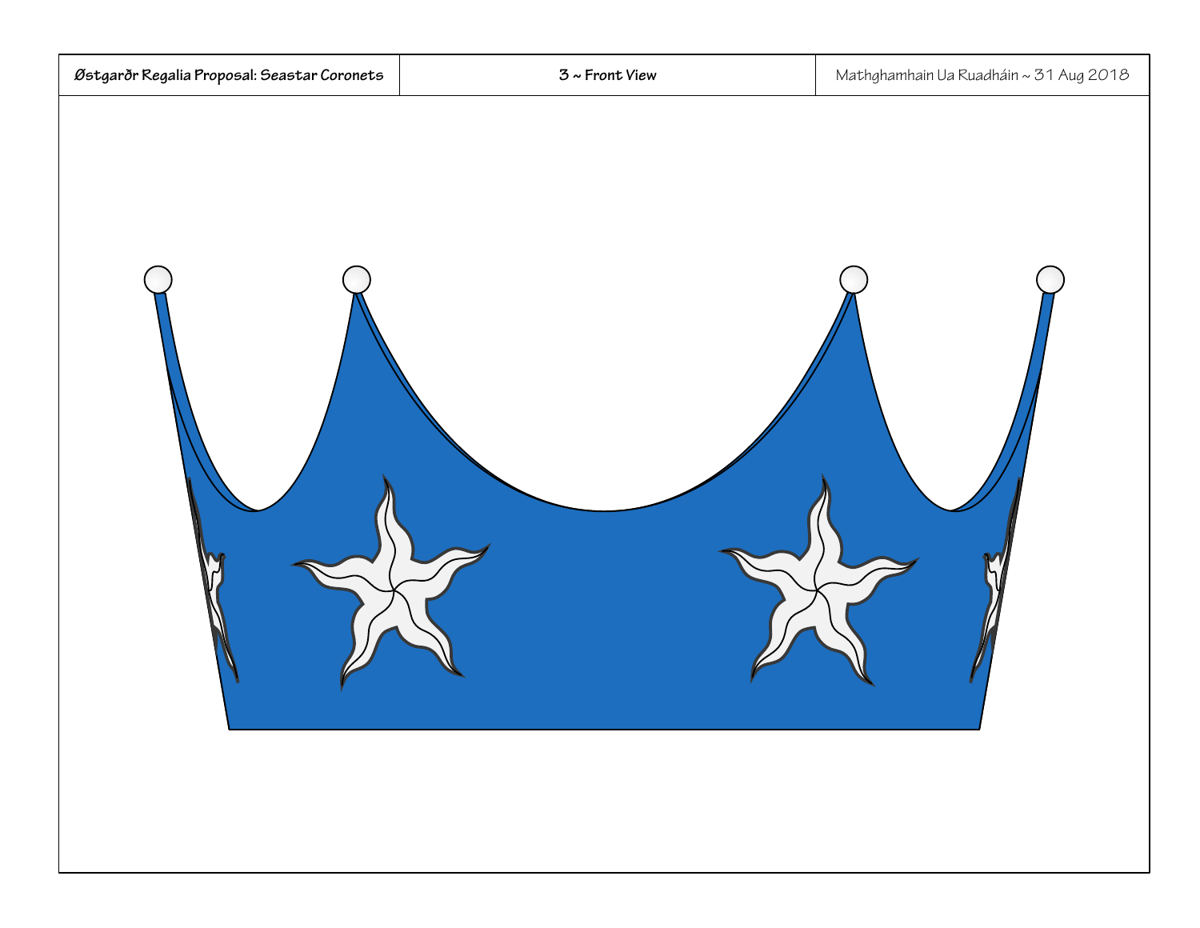| Østgarðr Regalia Proposal: Seastar Coronets | 3 ~ Front View | Mathghamhain Ua Ruadháin ~ 31 Aug 2018 |
| --- | --- | --- |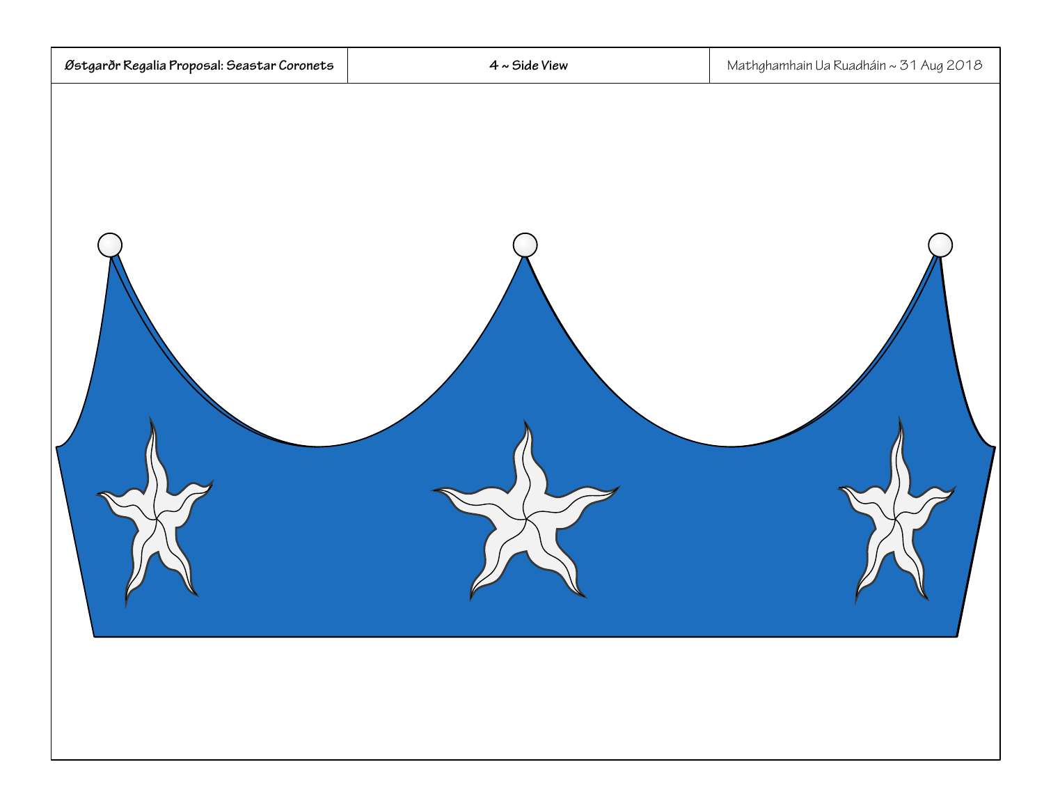## 4 ~ Side View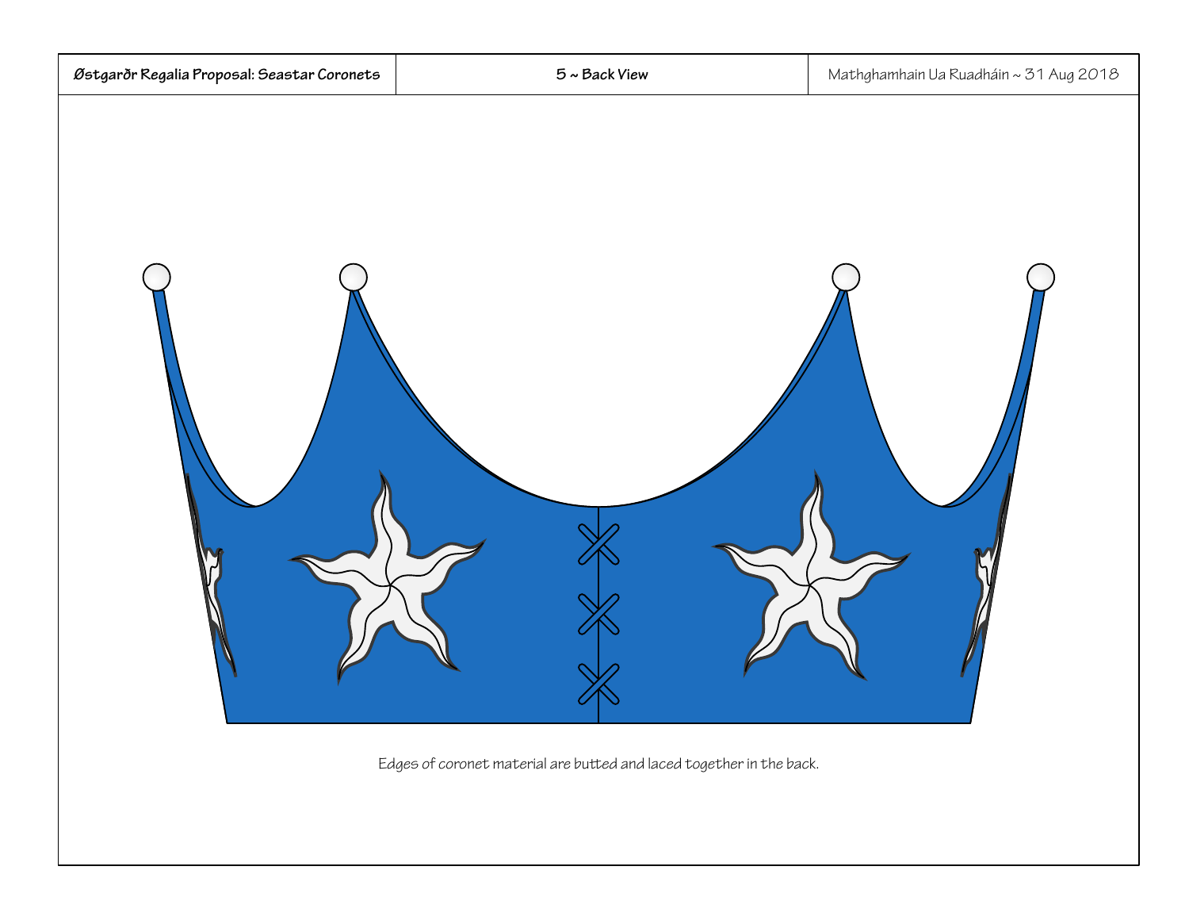| Østgarðr Regalia Proposal: Seastar Coronets | 5 ~ Back View | Mathghamhain Ua Ruadháin ~ 31 Aug 2018 |
| --- | --- | --- |

Edges of coronet material are butted and laced together in the back.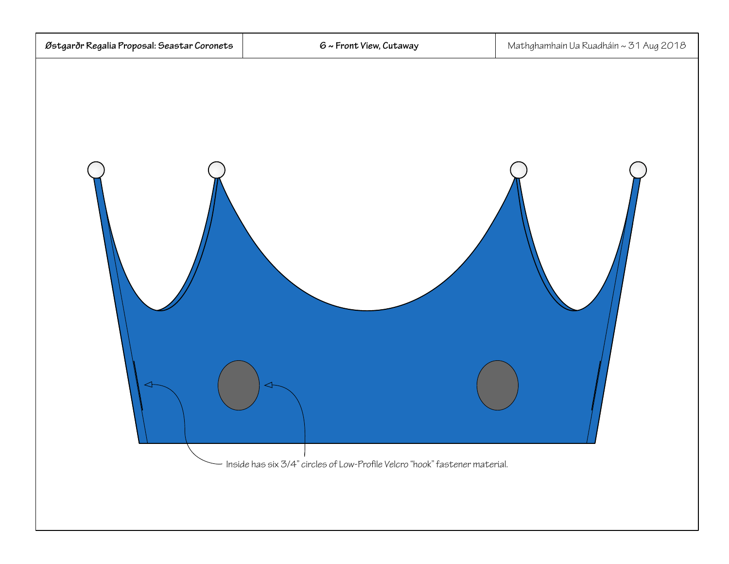| Østgarðr Regalia Proposal: Seastar Coronets | 6 ~ Front View, Cutaway | Mathghamhain Ua Ruadháin ~ 31 Aug 2018 |
| --- | --- | --- |

Inside has six 3/4" circles of Low-Profile Velcro "hook" fastener material.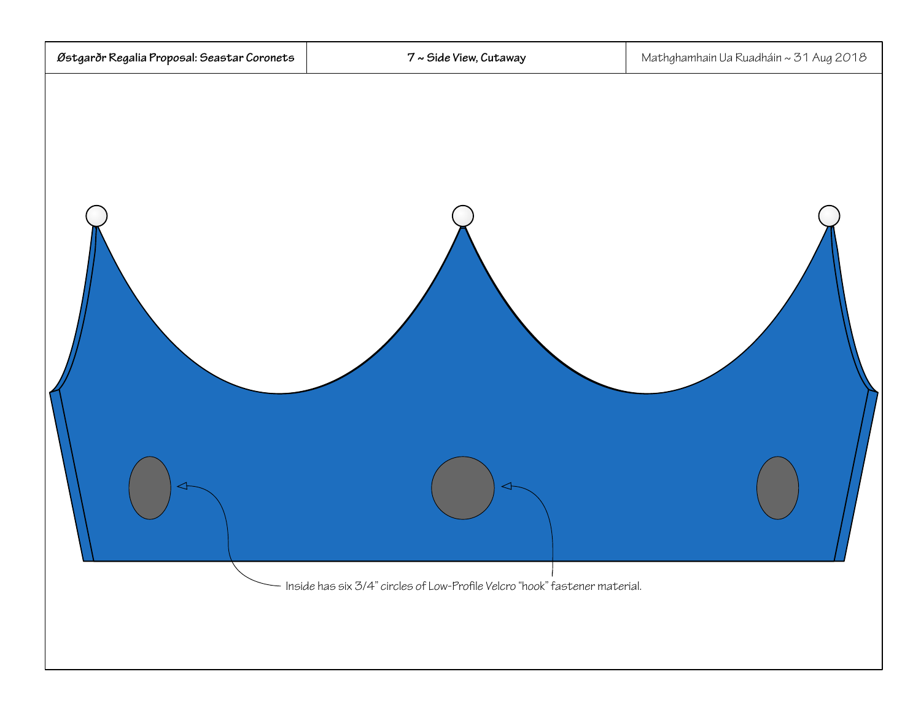| Østgarðr Regalia Proposal: Seastar Coronets | 7 ~ Side View, Cutaway | Mathghamhain Ua Ruadháin ~ 31 Aug 2018 |
| --- | --- | --- |

Inside has six 3/4" circles of Low-Profile Velcro "hook" fastener material.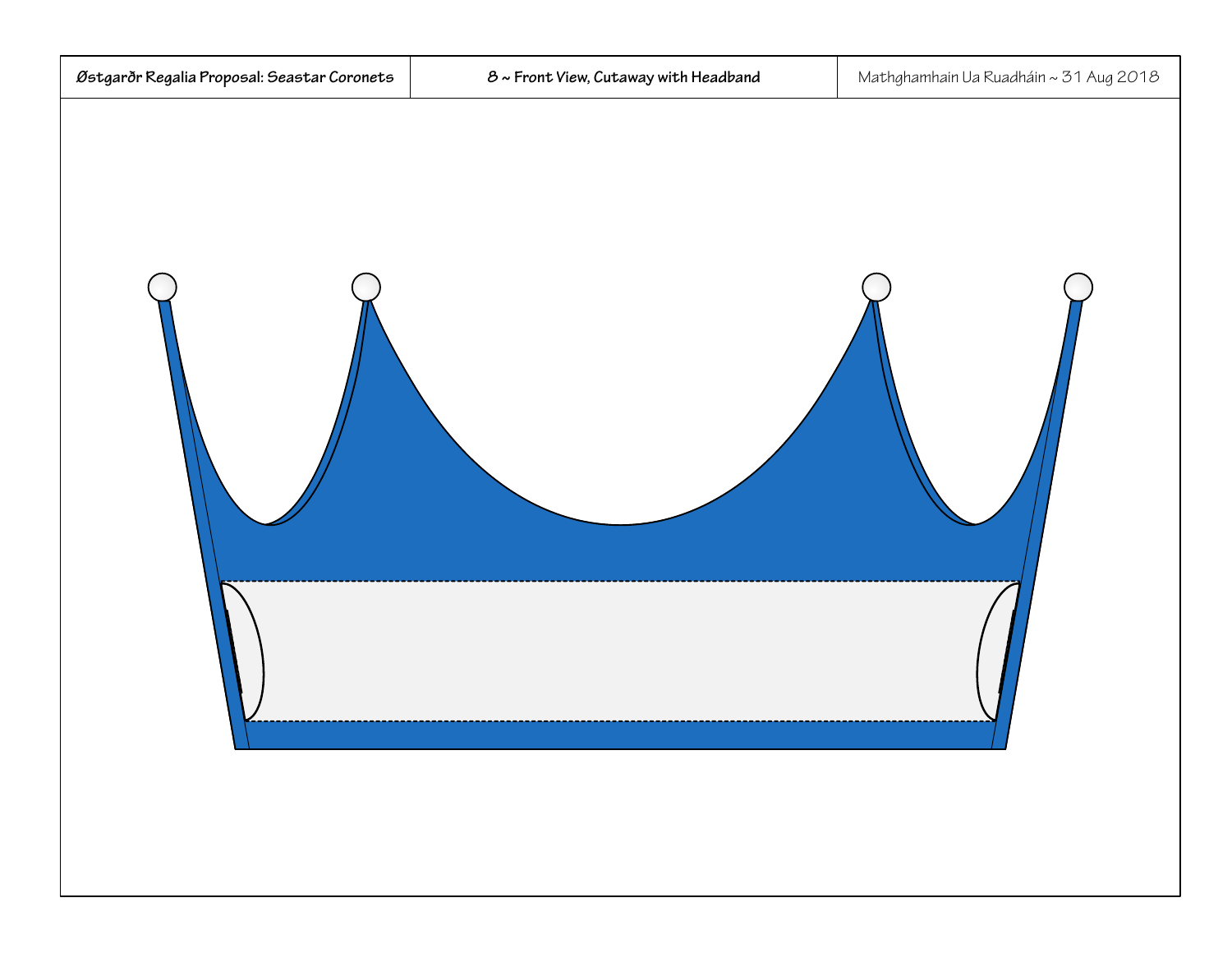| Østgarðr Regalia Proposal: Seastar Coronets | 8 ~ Front View, Cutaway with Headband | Mathghamhain Ua Ruadháin ~ 31 Aug 2018 |
| --- | --- | --- |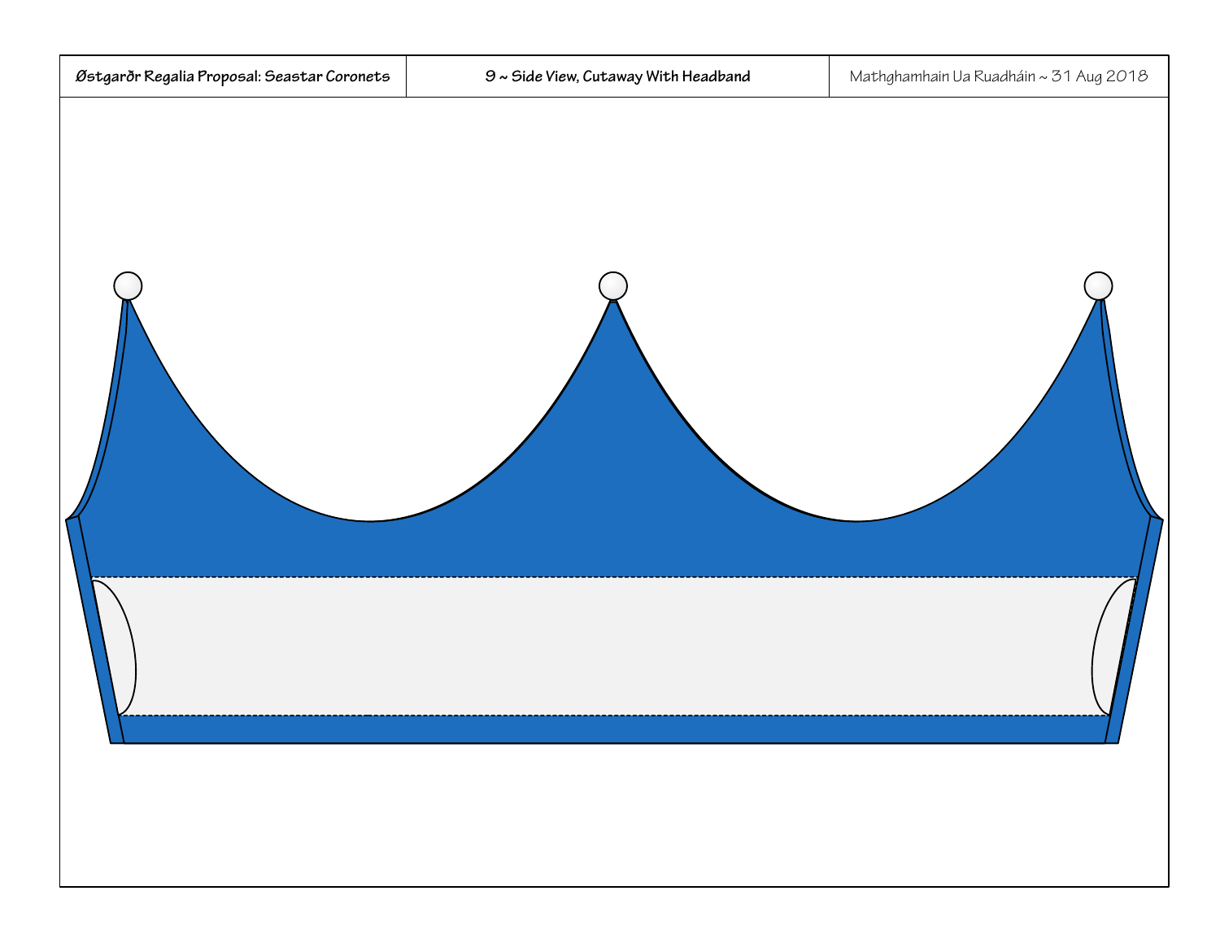## 9 ~ Side View, Cutaway With Headband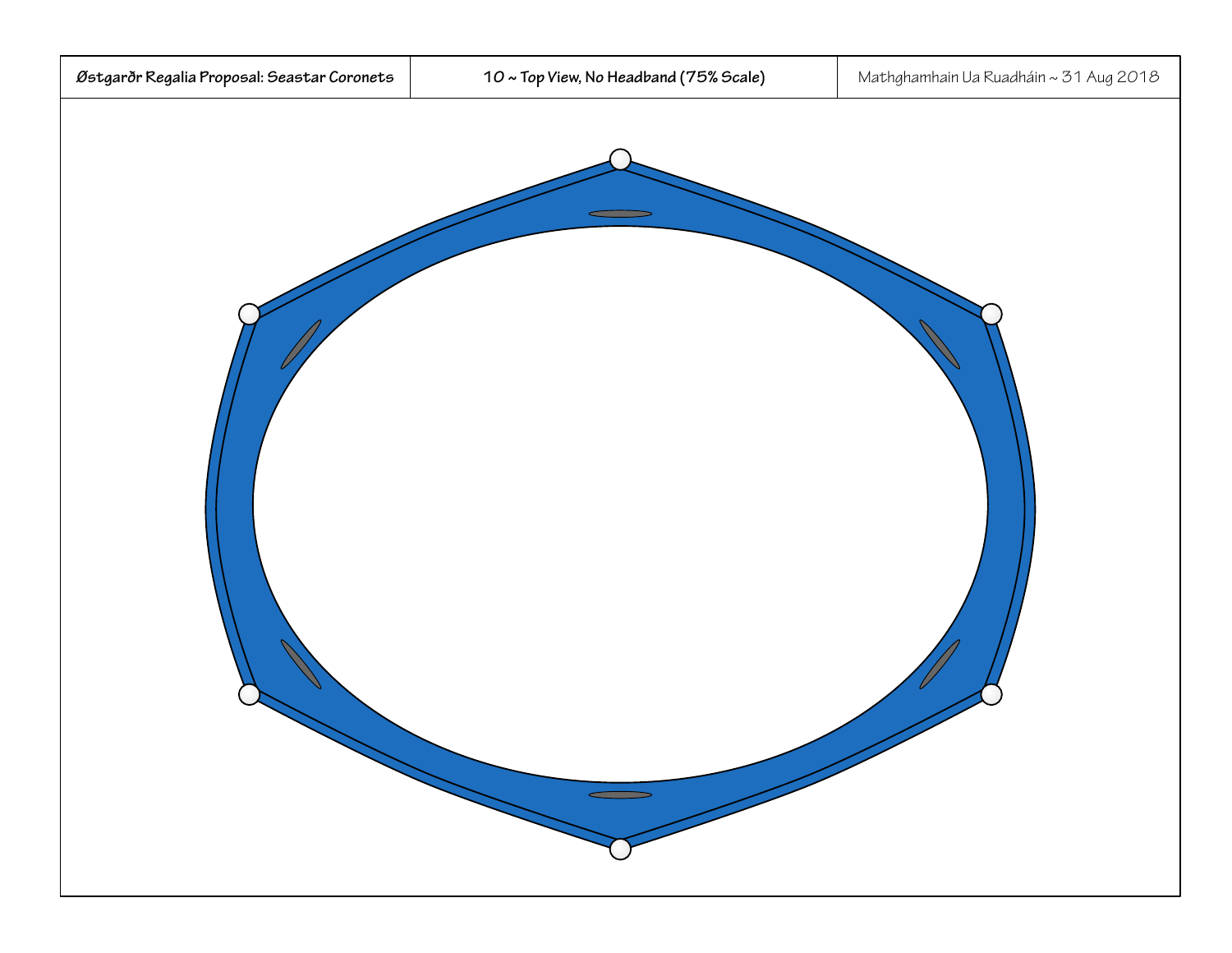| Østgarðr Regalia Proposal: Seastar Coronets | 10 ~ Top View, No Headband (75% Scale) | Mathghamhain Ua Ruadháin ~ 31 Aug 2018 |
| --- | --- | --- |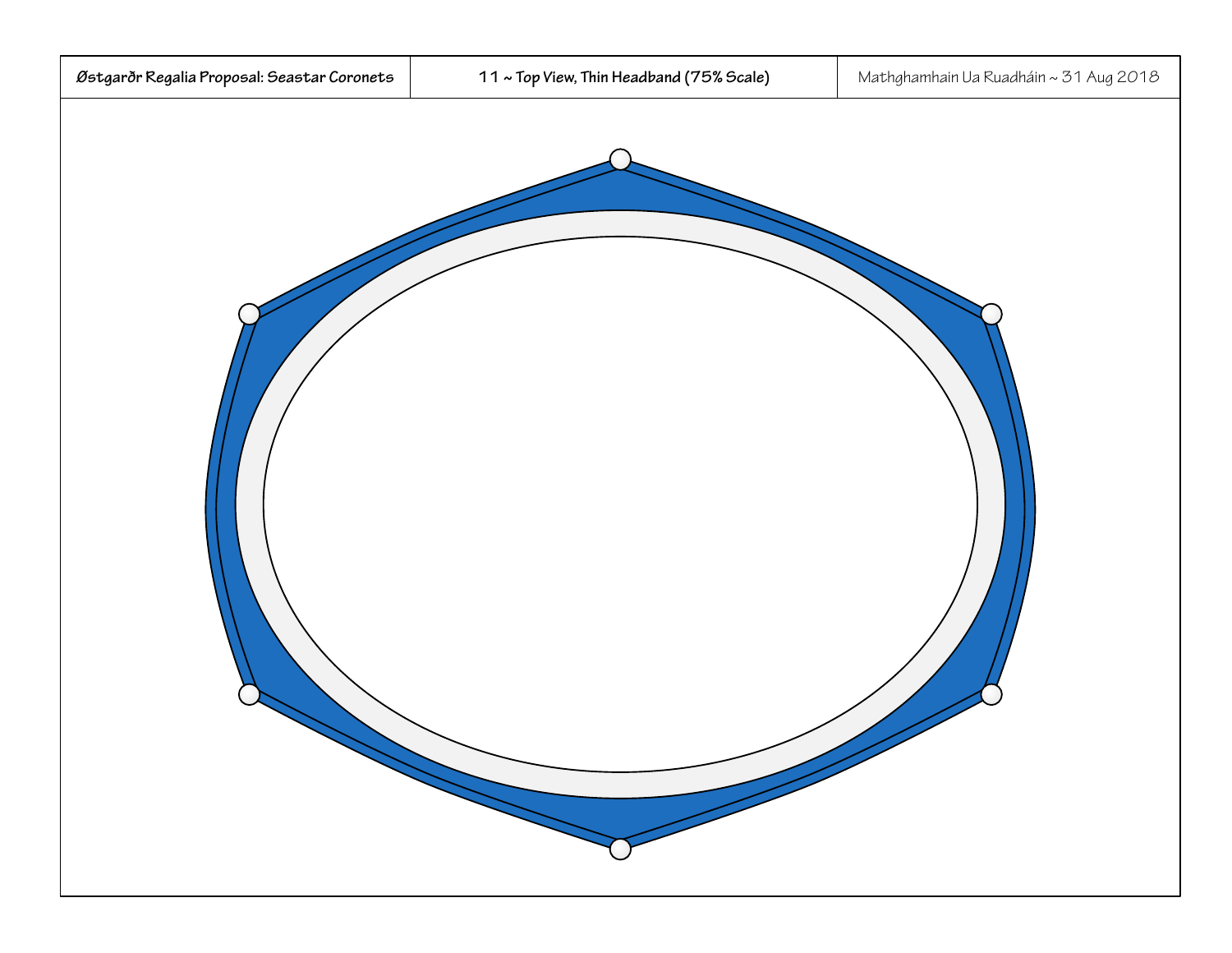| Østgarðr Regalia Proposal: Seastar Coronets | 11 ~ Top View, Thin Headband (75% Scale) | Mathghamhain Ua Ruadháin ~ 31 Aug 2018 |
| --- | --- | --- |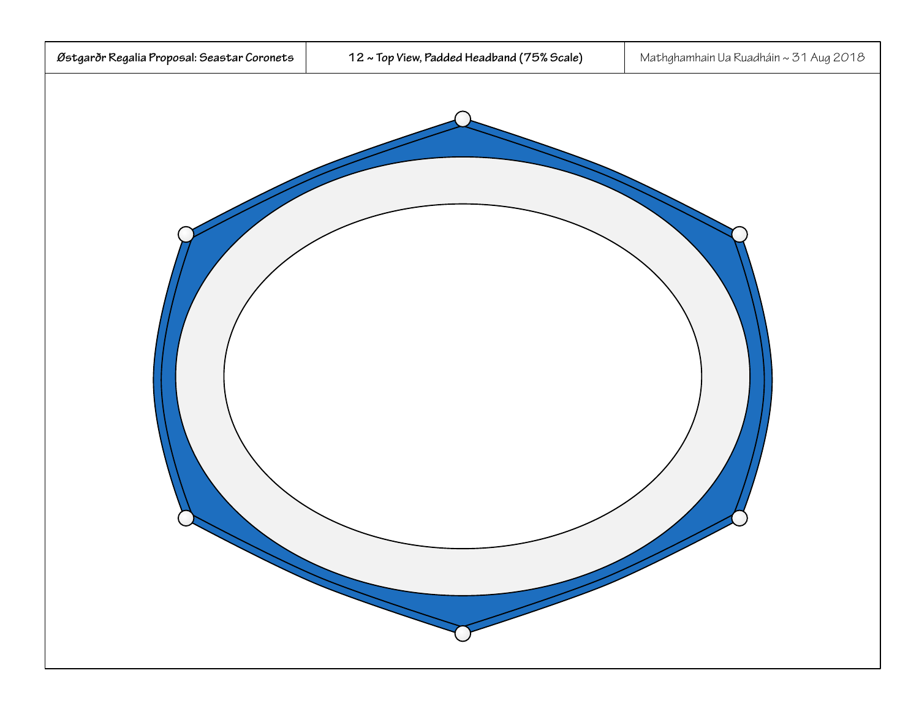# 12 ~ Top View, Padded Headband (75% Scale)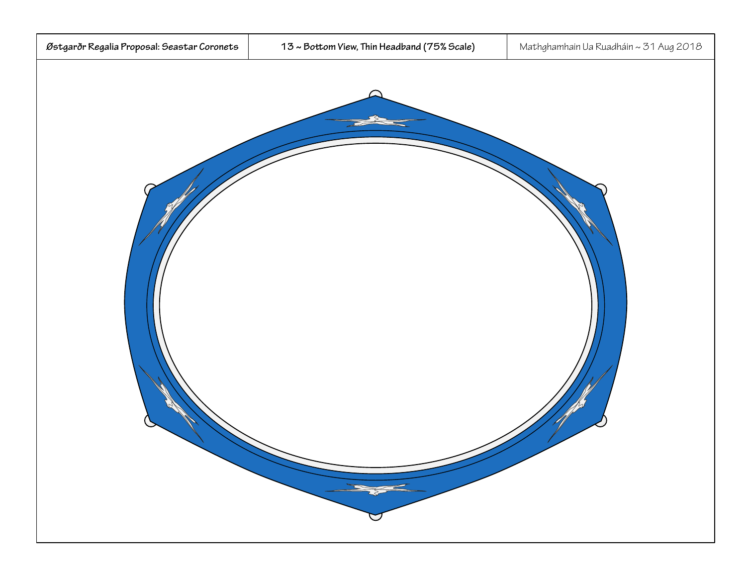| Østgarðr Regalia Proposal: Seastar Coronets | 13 ~ Bottom View, Thin Headband (75% Scale) | Mathghamhain Ua Ruadháin ~ 31 Aug 2018 |
| --- | --- | --- |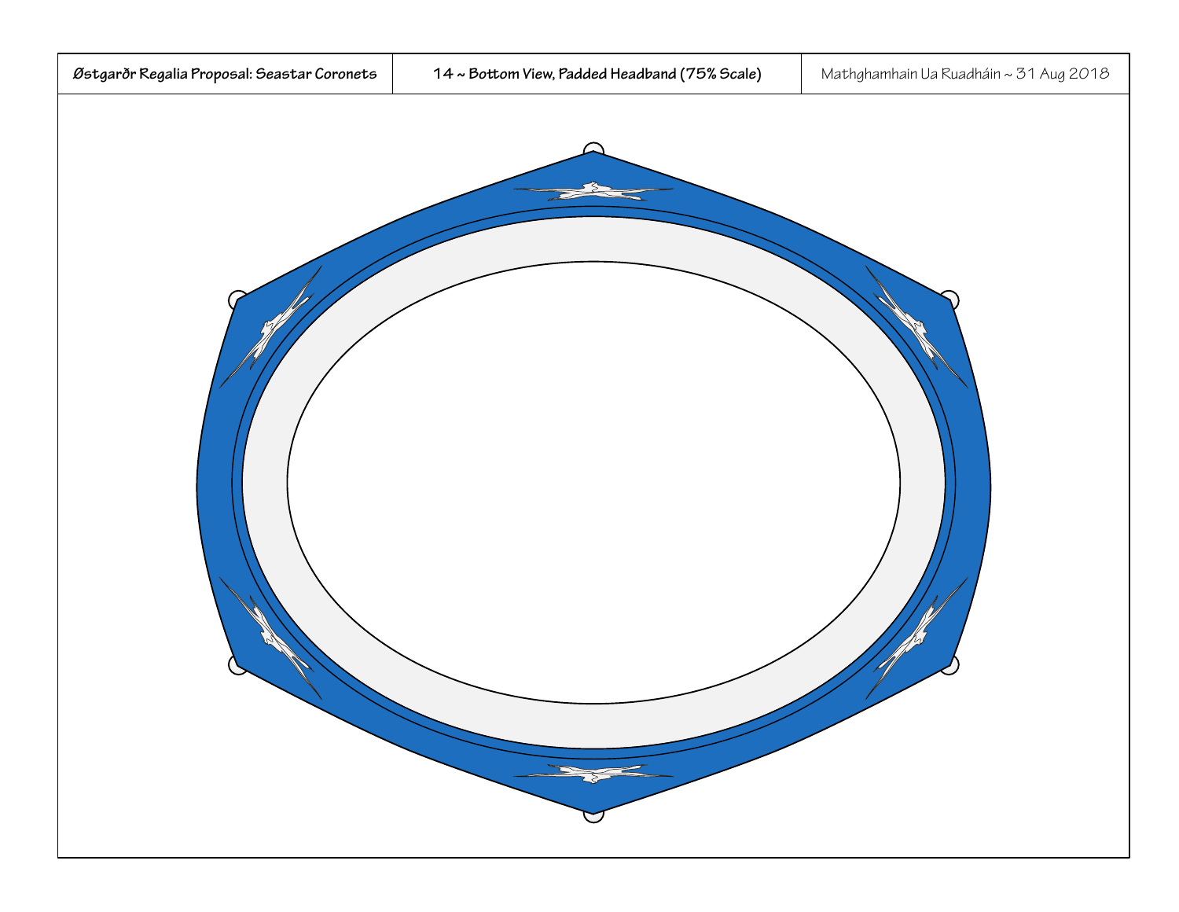| Østgarðr Regalia Proposal: Seastar Coronets | 14 ~ Bottom View, Padded Headband (75% Scale) | Mathghamhain Ua Ruadháin ~ 31 Aug 2018 |
| --- | --- | --- |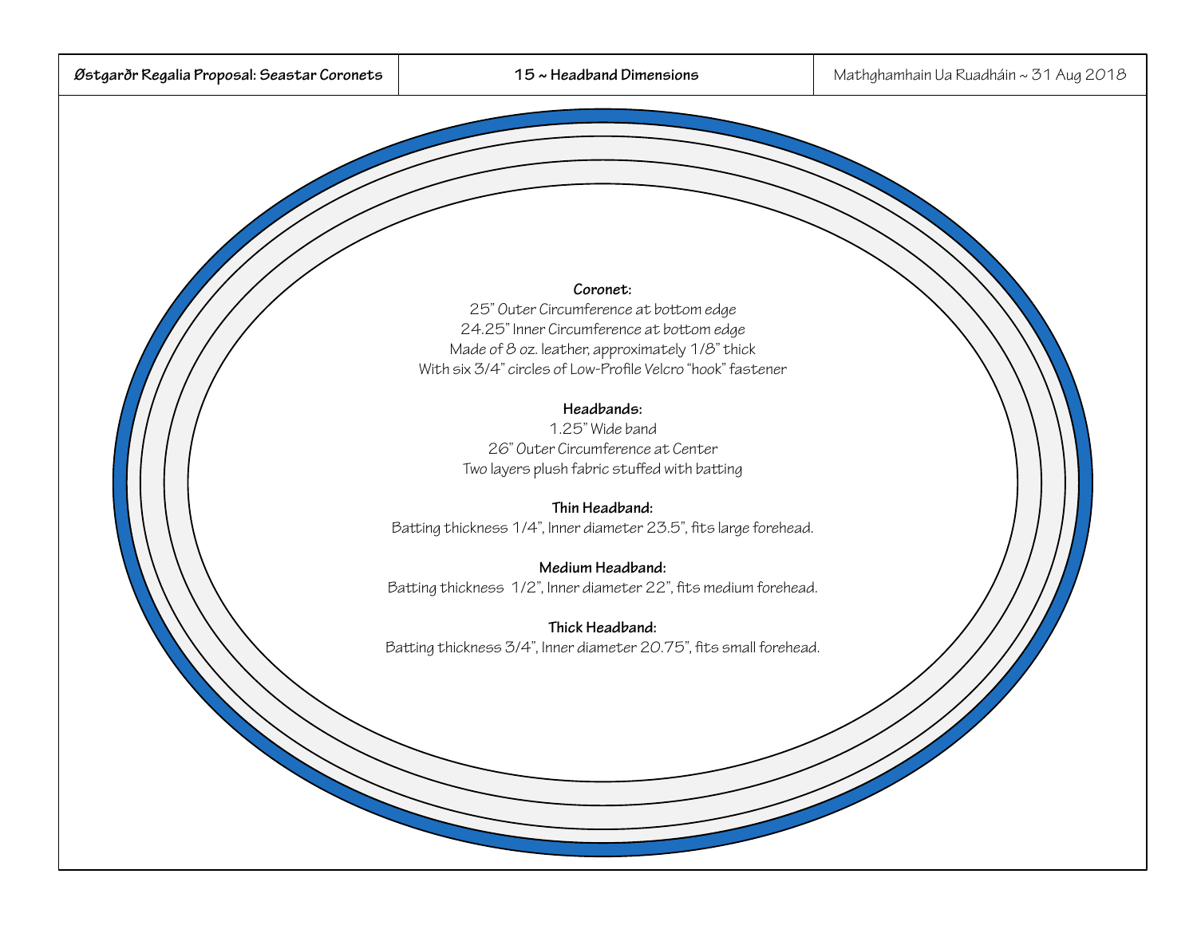# 15 ~ Headband Dimensions

**Coronet:**

25" Outer Circumference at bottom edge

24.25" Inner Circumference at bottom edge

Made of 8 oz. leather, approximately 1/8" thick

With six 3/4" circles of Low-Profile Velcro "hook" fastener

**Headbands:**

1.25" Wide band

26" Outer Circumference at Center

Two layers plush fabric stuffed with batting

**Thin Headband:**

Batting thickness 1/4", Inner diameter 23.5", fits large forehead.

**Medium Headband:**

Batting thickness 1/2", Inner diameter 22", fits medium forehead.

**Thick Headband:**

Batting thickness 3/4", Inner diameter 20.75", fits small forehead.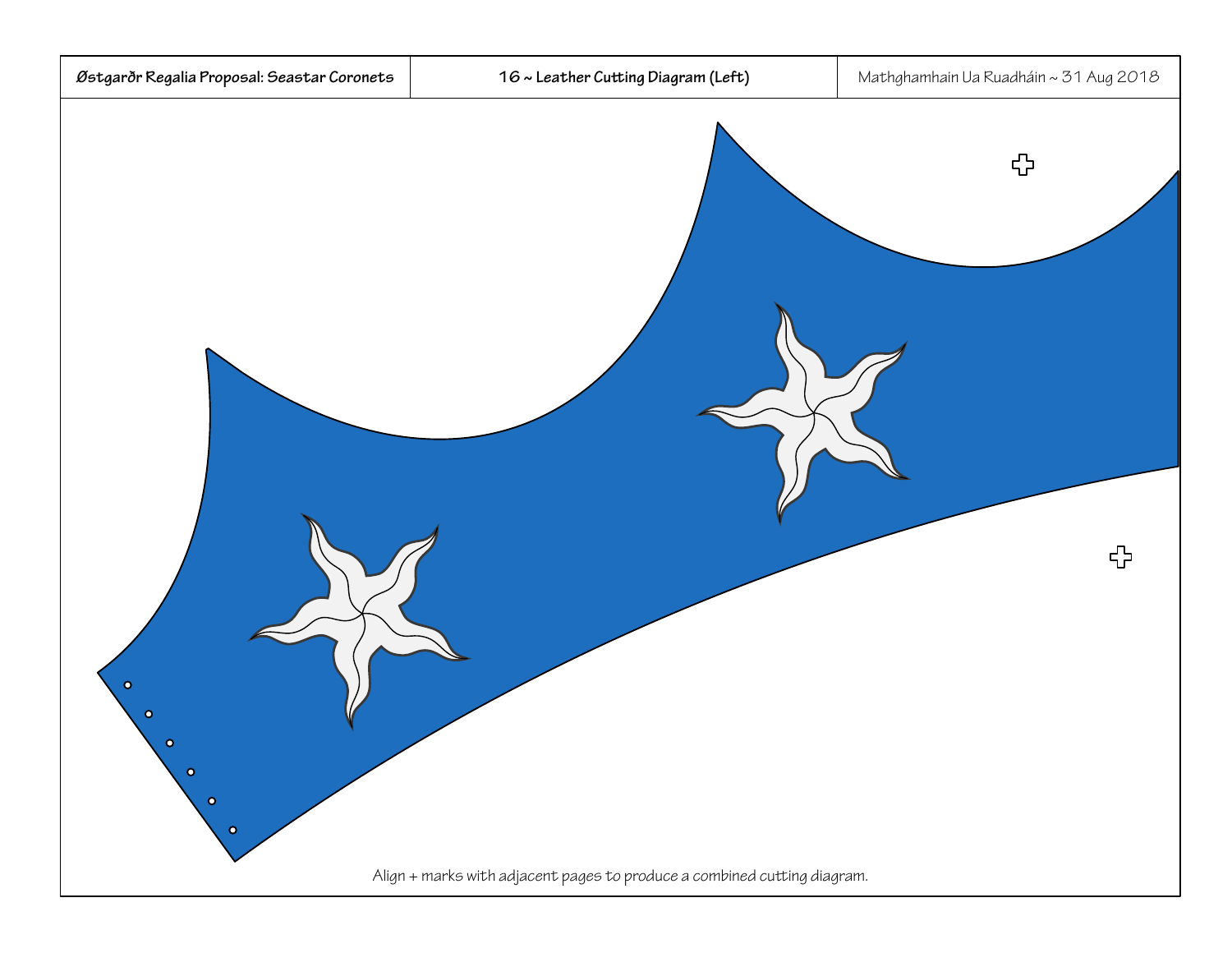| Østgarðr Regalia Proposal: Seastar Coronets | 16 ~ Leather Cutting Diagram (Left) | Mathghamhain Ua Ruadháin ~ 31 Aug 2018 |
| --- | --- | --- |

Align + marks with adjacent pages to produce a combined cutting diagram.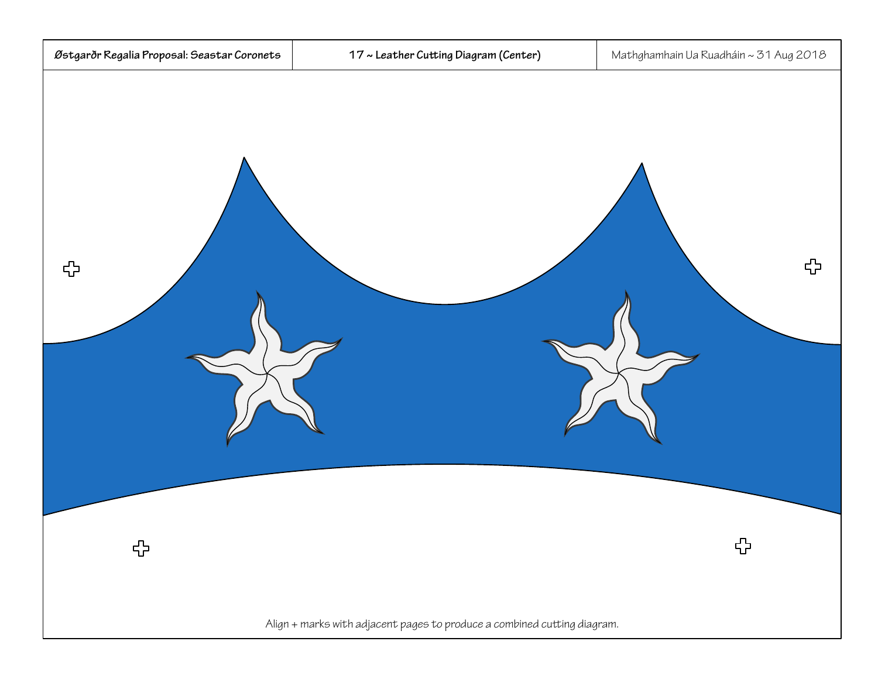Østgarðr Regalia Proposal: Seastar Coronets | 17 ~ Leather Cutting Diagram (Center) | Mathghamhain Ua Ruadháin ~ 31 Aug 2018

Align + marks with adjacent pages to produce a combined cutting diagram.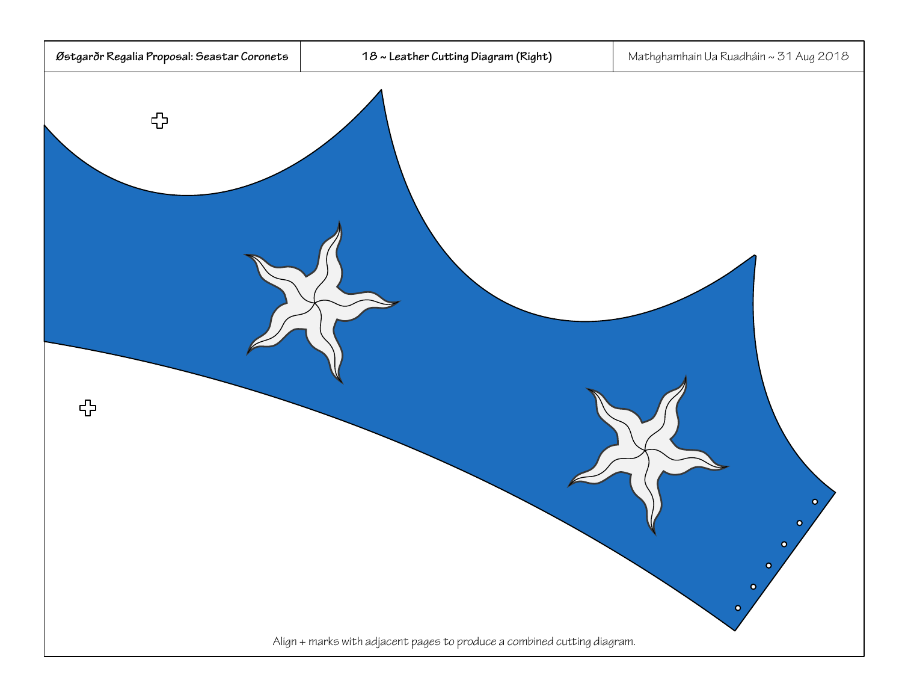| Østgarðr Regalia Proposal: Seastar Coronets | 18 ~ Leather Cutting Diagram (Right) | Mathghamhain Ua Ruadháin ~ 31 Aug 2018 |
| --- | --- | --- |

Align + marks with adjacent pages to produce a combined cutting diagram.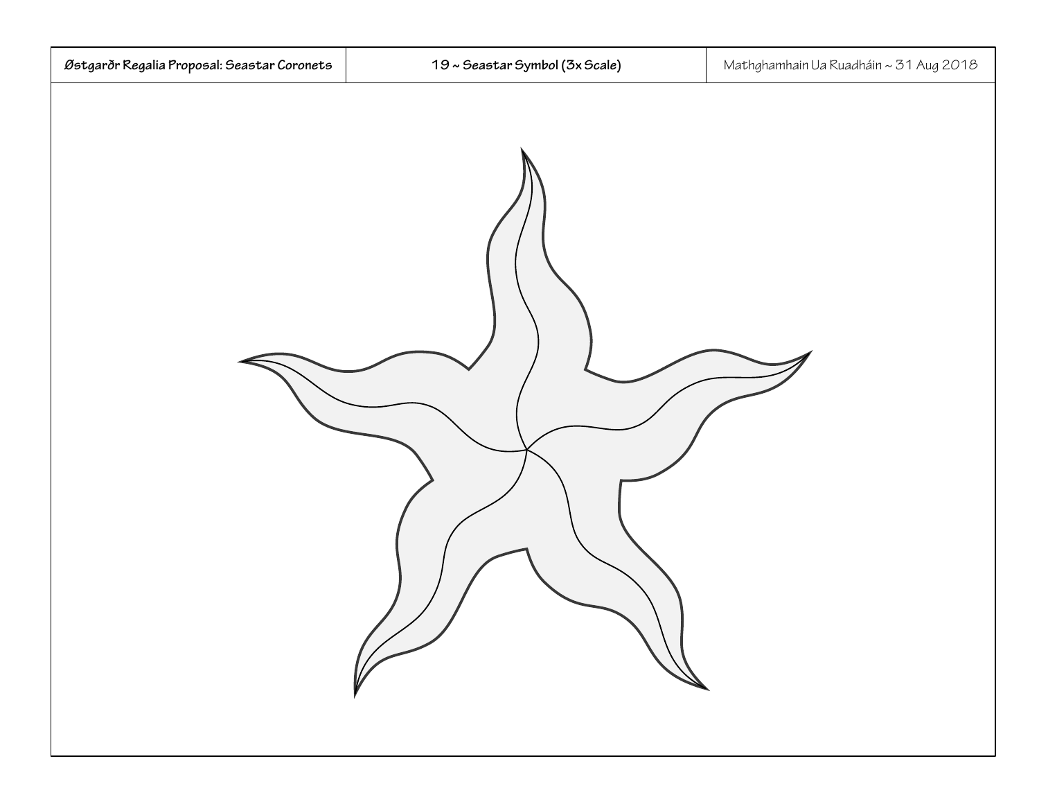# Seastar Symbol (3x Scale)